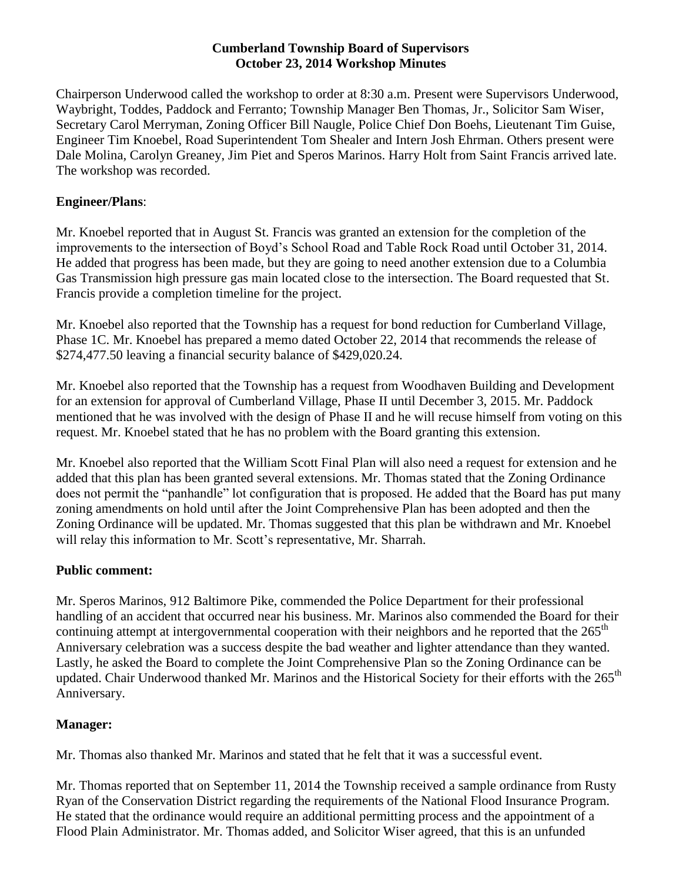**Cumberland Township Board of Supervisors**
**October 23, 2014 Workshop Minutes**

Chairperson Underwood called the workshop to order at 8:30 a.m. Present were Supervisors Underwood, Waybright, Toddes, Paddock and Ferranto; Township Manager Ben Thomas, Jr., Solicitor Sam Wiser, Secretary Carol Merryman, Zoning Officer Bill Naugle, Police Chief Don Boehs, Lieutenant Tim Guise, Engineer Tim Knoebel, Road Superintendent Tom Shealer and Intern Josh Ehrman. Others present were Dale Molina, Carolyn Greaney, Jim Piet and Speros Marinos. Harry Holt from Saint Francis arrived late. The workshop was recorded.

**Engineer/Plans**:

Mr. Knoebel reported that in August St. Francis was granted an extension for the completion of the improvements to the intersection of Boyd's School Road and Table Rock Road until October 31, 2014. He added that progress has been made, but they are going to need another extension due to a Columbia Gas Transmission high pressure gas main located close to the intersection. The Board requested that St. Francis provide a completion timeline for the project.

Mr. Knoebel also reported that the Township has a request for bond reduction for Cumberland Village, Phase 1C. Mr. Knoebel has prepared a memo dated October 22, 2014 that recommends the release of $274,477.50 leaving a financial security balance of $429,020.24.

Mr. Knoebel also reported that the Township has a request from Woodhaven Building and Development for an extension for approval of Cumberland Village, Phase II until December 3, 2015. Mr. Paddock mentioned that he was involved with the design of Phase II and he will recuse himself from voting on this request. Mr. Knoebel stated that he has no problem with the Board granting this extension.

Mr. Knoebel also reported that the William Scott Final Plan will also need a request for extension and he added that this plan has been granted several extensions. Mr. Thomas stated that the Zoning Ordinance does not permit the "panhandle" lot configuration that is proposed. He added that the Board has put many zoning amendments on hold until after the Joint Comprehensive Plan has been adopted and then the Zoning Ordinance will be updated. Mr. Thomas suggested that this plan be withdrawn and Mr. Knoebel will relay this information to Mr. Scott's representative, Mr. Sharrah.

**Public comment:**

Mr. Speros Marinos, 912 Baltimore Pike, commended the Police Department for their professional handling of an accident that occurred near his business. Mr. Marinos also commended the Board for their continuing attempt at intergovernmental cooperation with their neighbors and he reported that the 265th Anniversary celebration was a success despite the bad weather and lighter attendance than they wanted. Lastly, he asked the Board to complete the Joint Comprehensive Plan so the Zoning Ordinance can be updated. Chair Underwood thanked Mr. Marinos and the Historical Society for their efforts with the 265th Anniversary.

**Manager:**

Mr. Thomas also thanked Mr. Marinos and stated that he felt that it was a successful event.

Mr. Thomas reported that on September 11, 2014 the Township received a sample ordinance from Rusty Ryan of the Conservation District regarding the requirements of the National Flood Insurance Program. He stated that the ordinance would require an additional permitting process and the appointment of a Flood Plain Administrator. Mr. Thomas added, and Solicitor Wiser agreed, that this is an unfunded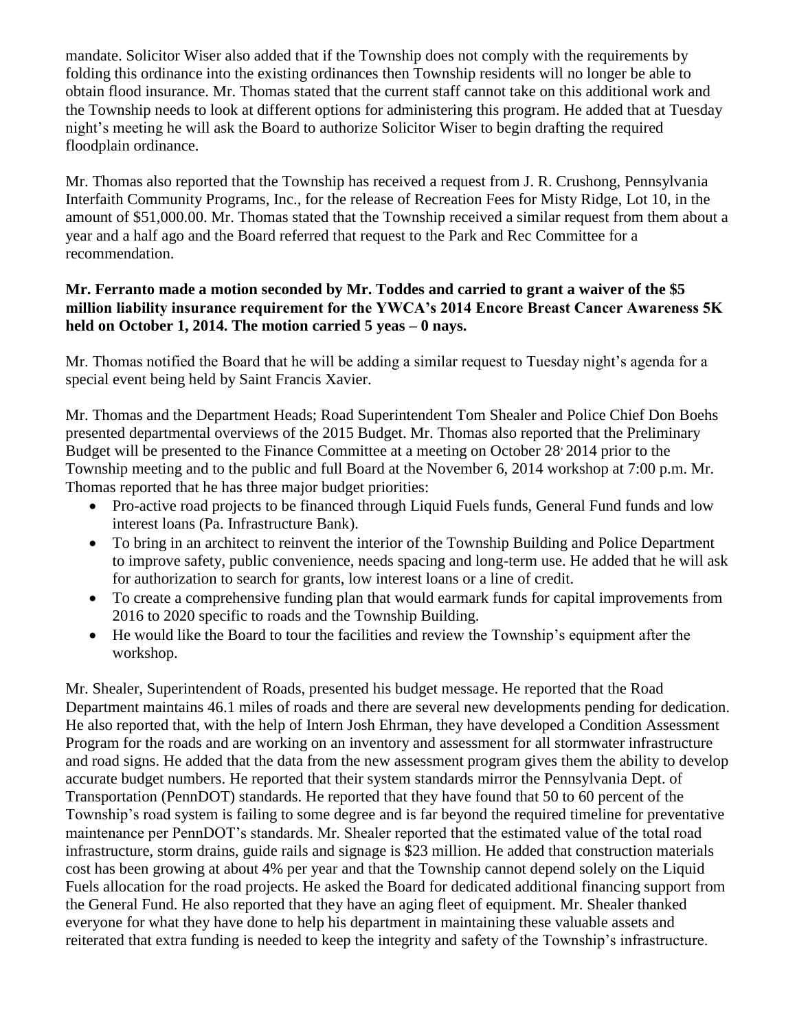mandate. Solicitor Wiser also added that if the Township does not comply with the requirements by folding this ordinance into the existing ordinances then Township residents will no longer be able to obtain flood insurance. Mr. Thomas stated that the current staff cannot take on this additional work and the Township needs to look at different options for administering this program. He added that at Tuesday night's meeting he will ask the Board to authorize Solicitor Wiser to begin drafting the required floodplain ordinance.

Mr. Thomas also reported that the Township has received a request from J. R. Crushong, Pennsylvania Interfaith Community Programs, Inc., for the release of Recreation Fees for Misty Ridge, Lot 10, in the amount of $51,000.00. Mr. Thomas stated that the Township received a similar request from them about a year and a half ago and the Board referred that request to the Park and Rec Committee for a recommendation.

**Mr. Ferranto made a motion seconded by Mr. Toddes and carried to grant a waiver of the $5 million liability insurance requirement for the YWCA's 2014 Encore Breast Cancer Awareness 5K held on October 1, 2014. The motion carried 5 yeas – 0 nays.**

Mr. Thomas notified the Board that he will be adding a similar request to Tuesday night's agenda for a special event being held by Saint Francis Xavier.

Mr. Thomas and the Department Heads; Road Superintendent Tom Shealer and Police Chief Don Boehs presented departmental overviews of the 2015 Budget. Mr. Thomas also reported that the Preliminary Budget will be presented to the Finance Committee at a meeting on October 28, 2014 prior to the Township meeting and to the public and full Board at the November 6, 2014 workshop at 7:00 p.m. Mr. Thomas reported that he has three major budget priorities:

- Pro-active road projects to be financed through Liquid Fuels funds, General Fund funds and low interest loans (Pa. Infrastructure Bank).
- To bring in an architect to reinvent the interior of the Township Building and Police Department to improve safety, public convenience, needs spacing and long-term use. He added that he will ask for authorization to search for grants, low interest loans or a line of credit.
- To create a comprehensive funding plan that would earmark funds for capital improvements from 2016 to 2020 specific to roads and the Township Building.
- He would like the Board to tour the facilities and review the Township's equipment after the workshop.

Mr. Shealer, Superintendent of Roads, presented his budget message. He reported that the Road Department maintains 46.1 miles of roads and there are several new developments pending for dedication. He also reported that, with the help of Intern Josh Ehrman, they have developed a Condition Assessment Program for the roads and are working on an inventory and assessment for all stormwater infrastructure and road signs. He added that the data from the new assessment program gives them the ability to develop accurate budget numbers. He reported that their system standards mirror the Pennsylvania Dept. of Transportation (PennDOT) standards. He reported that they have found that 50 to 60 percent of the Township's road system is failing to some degree and is far beyond the required timeline for preventative maintenance per PennDOT's standards. Mr. Shealer reported that the estimated value of the total road infrastructure, storm drains, guide rails and signage is $23 million. He added that construction materials cost has been growing at about 4% per year and that the Township cannot depend solely on the Liquid Fuels allocation for the road projects. He asked the Board for dedicated additional financing support from the General Fund. He also reported that they have an aging fleet of equipment. Mr. Shealer thanked everyone for what they have done to help his department in maintaining these valuable assets and reiterated that extra funding is needed to keep the integrity and safety of the Township's infrastructure.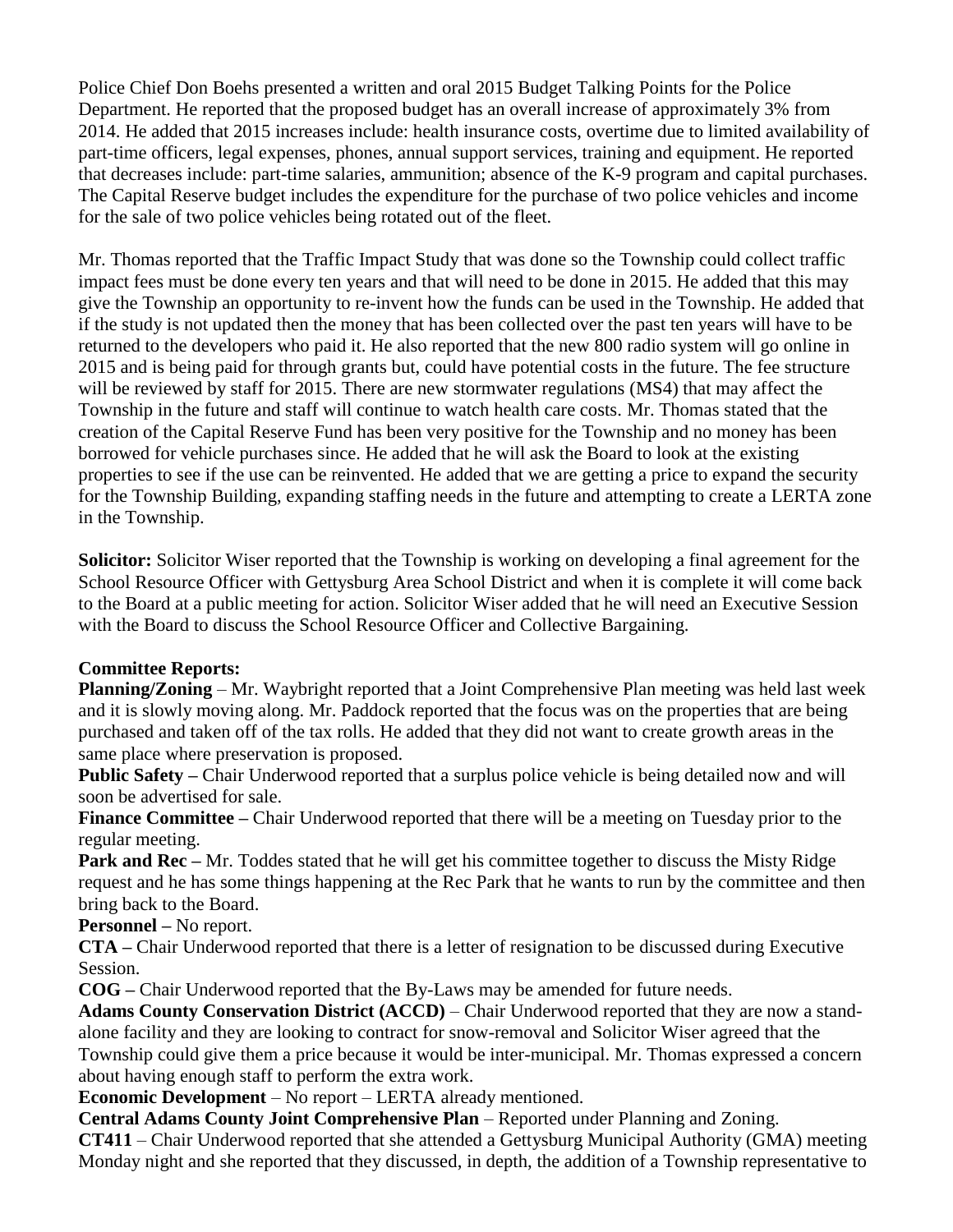Police Chief Don Boehs presented a written and oral 2015 Budget Talking Points for the Police Department. He reported that the proposed budget has an overall increase of approximately 3% from 2014. He added that 2015 increases include: health insurance costs, overtime due to limited availability of part-time officers, legal expenses, phones, annual support services, training and equipment. He reported that decreases include: part-time salaries, ammunition; absence of the K-9 program and capital purchases. The Capital Reserve budget includes the expenditure for the purchase of two police vehicles and income for the sale of two police vehicles being rotated out of the fleet.

Mr. Thomas reported that the Traffic Impact Study that was done so the Township could collect traffic impact fees must be done every ten years and that will need to be done in 2015. He added that this may give the Township an opportunity to re-invent how the funds can be used in the Township. He added that if the study is not updated then the money that has been collected over the past ten years will have to be returned to the developers who paid it. He also reported that the new 800 radio system will go online in 2015 and is being paid for through grants but, could have potential costs in the future. The fee structure will be reviewed by staff for 2015. There are new stormwater regulations (MS4) that may affect the Township in the future and staff will continue to watch health care costs. Mr. Thomas stated that the creation of the Capital Reserve Fund has been very positive for the Township and no money has been borrowed for vehicle purchases since. He added that he will ask the Board to look at the existing properties to see if the use can be reinvented. He added that we are getting a price to expand the security for the Township Building, expanding staffing needs in the future and attempting to create a LERTA zone in the Township.

**Solicitor:** Solicitor Wiser reported that the Township is working on developing a final agreement for the School Resource Officer with Gettysburg Area School District and when it is complete it will come back to the Board at a public meeting for action. Solicitor Wiser added that he will need an Executive Session with the Board to discuss the School Resource Officer and Collective Bargaining.

**Committee Reports:**

**Planning/Zoning** – Mr. Waybright reported that a Joint Comprehensive Plan meeting was held last week and it is slowly moving along. Mr. Paddock reported that the focus was on the properties that are being purchased and taken off of the tax rolls. He added that they did not want to create growth areas in the same place where preservation is proposed.

**Public Safety –** Chair Underwood reported that a surplus police vehicle is being detailed now and will soon be advertised for sale.

**Finance Committee –** Chair Underwood reported that there will be a meeting on Tuesday prior to the regular meeting.

**Park and Rec –** Mr. Toddes stated that he will get his committee together to discuss the Misty Ridge request and he has some things happening at the Rec Park that he wants to run by the committee and then bring back to the Board.

**Personnel –** No report.

**CTA –** Chair Underwood reported that there is a letter of resignation to be discussed during Executive Session.

**COG –** Chair Underwood reported that the By-Laws may be amended for future needs.

**Adams County Conservation District (ACCD)** – Chair Underwood reported that they are now a stand-alone facility and they are looking to contract for snow-removal and Solicitor Wiser agreed that the Township could give them a price because it would be inter-municipal. Mr. Thomas expressed a concern about having enough staff to perform the extra work.

**Economic Development** – No report – LERTA already mentioned.

**Central Adams County Joint Comprehensive Plan** – Reported under Planning and Zoning.

**CT411** – Chair Underwood reported that she attended a Gettysburg Municipal Authority (GMA) meeting Monday night and she reported that they discussed, in depth, the addition of a Township representative to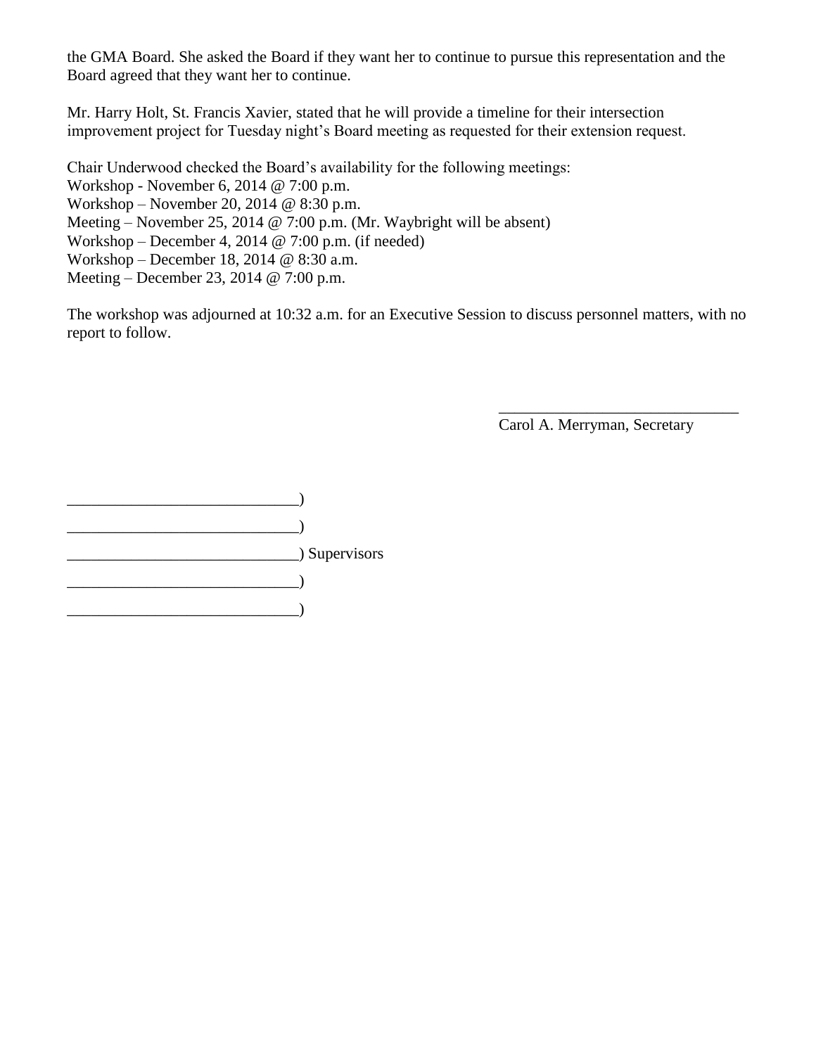the GMA Board. She asked the Board if they want her to continue to pursue this representation and the Board agreed that they want her to continue.

Mr. Harry Holt, St. Francis Xavier, stated that he will provide a timeline for their intersection improvement project for Tuesday night's Board meeting as requested for their extension request.

Chair Underwood checked the Board's availability for the following meetings:
Workshop - November 6, 2014 @ 7:00 p.m.
Workshop – November 20, 2014 @ 8:30 p.m.
Meeting – November 25, 2014 @ 7:00 p.m. (Mr. Waybright will be absent)
Workshop – December 4, 2014 @ 7:00 p.m. (if needed)
Workshop – December 18, 2014 @ 8:30 a.m.
Meeting – December 23, 2014 @ 7:00 p.m.

The workshop was adjourned at 10:32 a.m. for an Executive Session to discuss personnel matters, with no report to follow.

\_\_\_\_\_\_\_\_\_\_\_\_\_\_\_\_\_\_\_\_\_\_\_\_\_\_\_\_\_\_
Carol A. Merryman, Secretary

\_\_\_\_\_\_\_\_\_\_\_\_\_\_\_\_\_\_\_\_\_\_\_\_\_\_\_\_\_\_)
\_\_\_\_\_\_\_\_\_\_\_\_\_\_\_\_\_\_\_\_\_\_\_\_\_\_\_\_\_\_)
\_\_\_\_\_\_\_\_\_\_\_\_\_\_\_\_\_\_\_\_\_\_\_\_\_\_\_\_\_\_) Supervisors
\_\_\_\_\_\_\_\_\_\_\_\_\_\_\_\_\_\_\_\_\_\_\_\_\_\_\_\_\_\_)
\_\_\_\_\_\_\_\_\_\_\_\_\_\_\_\_\_\_\_\_\_\_\_\_\_\_\_\_\_\_)